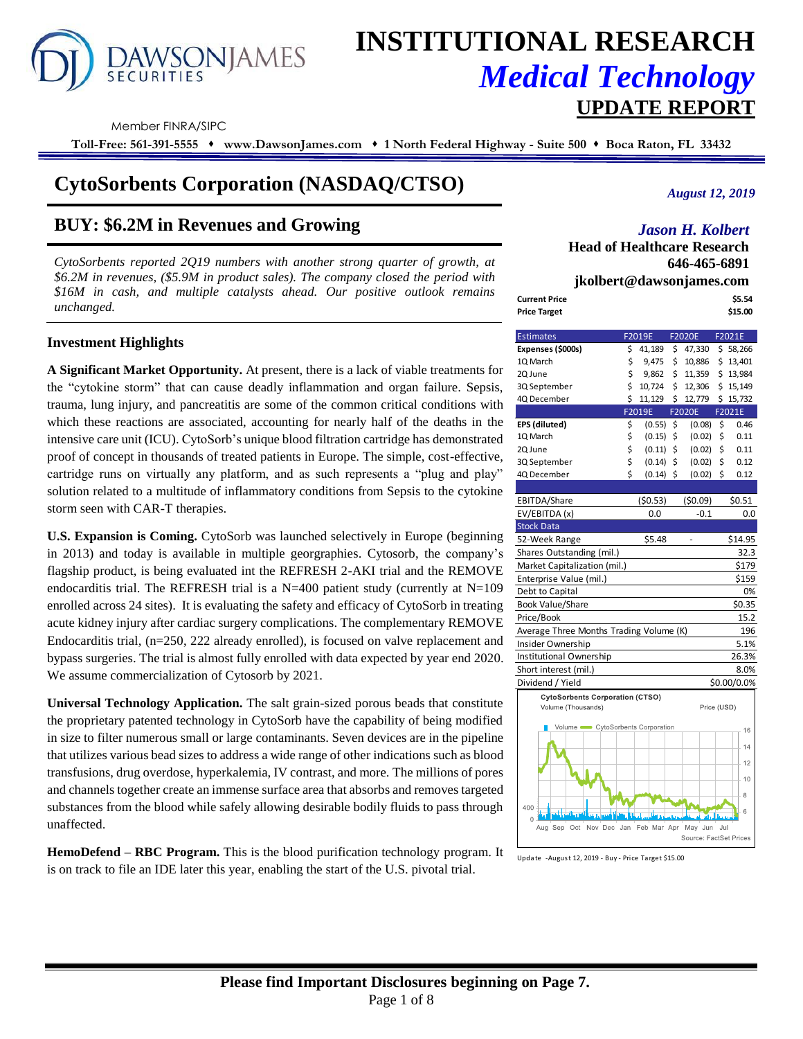# INSTITUTIONAL RESEARCH
## *Medical Technology*
## UPDATE REPORT

Member FINRA/SIPC

**Toll-Free: 561-391-5555 ♦ www.DawsonJames.com ♦ 1 North Federal Highway - Suite 500 ♦ Boca Raton, FL 33432**

# CytoSorbents Corporation (NASDAQ/CTSO)

*August 12, 2019*

## BUY: $6.2M in Revenues and Growing

*CytoSorbents reported 2Q19 numbers with another strong quarter of growth, at $6.2M in revenues, ($5.9M in product sales). The company closed the period with $16M in cash, and multiple catalysts ahead. Our positive outlook remains unchanged.*

### Investment Highlights

**A Significant Market Opportunity.** At present, there is a lack of viable treatments for the "cytokine storm" that can cause deadly inflammation and organ failure. Sepsis, trauma, lung injury, and pancreatitis are some of the common critical conditions with which these reactions are associated, accounting for nearly half of the deaths in the intensive care unit (ICU). CytoSorb's unique blood filtration cartridge has demonstrated proof of concept in thousands of treated patients in Europe. The simple, cost-effective, cartridge runs on virtually any platform, and as such represents a "plug and play" solution related to a multitude of inflammatory conditions from Sepsis to the cytokine storm seen with CAR-T therapies.

**U.S. Expansion is Coming.** CytoSorb was launched selectively in Europe (beginning in 2013) and today is available in multiple georgraphies. Cytosorb, the company's flagship product, is being evaluated int the REFRESH 2-AKI trial and the REMOVE endocarditis trial. The REFRESH trial is a N=400 patient study (currently at N=109 enrolled across 24 sites). It is evaluating the safety and efficacy of CytoSorb in treating acute kidney injury after cardiac surgery complications. The complementary REMOVE Endocarditis trial, (n=250, 222 already enrolled), is focused on valve replacement and bypass surgeries. The trial is almost fully enrolled with data expected by year end 2020. We assume commercialization of Cytosorb by 2021.

**Universal Technology Application.** The salt grain-sized porous beads that constitute the proprietary patented technology in CytoSorb have the capability of being modified in size to filter numerous small or large contaminants. Seven devices are in the pipeline that utilizes various bead sizes to address a wide range of other indications such as blood transfusions, drug overdose, hyperkalemia, IV contrast, and more. The millions of pores and channels together create an immense surface area that absorbs and removes targeted substances from the blood while safely allowing desirable bodily fluids to pass through unaffected.

**HemoDefend – RBC Program.** This is the blood purification technology program. It is on track to file an IDE later this year, enabling the start of the U.S. pivotal trial.

*Jason H. Kolbert*
**Head of Healthcare Research**
**646-465-6891**
**jkolbert@dawsonjames.com**

| | |
|---|---|
| **Current Price** | **$5.54** |
| **Price Target** | **$15.00** |

| Estimates | F2019E | F2020E | F2021E |
|---|---|---|---|
| **Expenses ($000s)** | $ 41,189 | $ 47,330 | $ 58,266 |
| 1Q March | $ 9,475 | $ 10,886 | $ 13,401 |
| 2Q June | $ 9,862 | $ 11,359 | $ 13,984 |
| 3Q September | $ 10,724 | $ 12,306 | $ 15,149 |
| 4Q December | $ 11,129 | $ 12,779 | $ 15,732 |
| | **F2019E** | **F2020E** | **F2021E** |
| **EPS (diluted)** | $ (0.55) | $ (0.08) | $ 0.46 |
| 1Q March | $ (0.15) | $ (0.02) | $ 0.11 |
| 2Q June | $ (0.11) | $ (0.02) | $ 0.11 |
| 3Q September | $ (0.14) | $ (0.02) | $ 0.12 |
| 4Q December | $ (0.14) | $ (0.02) | $ 0.12 |
| EBITDA/Share | ($0.53) | ($0.09) | $0.51 |
| EV/EBITDA (x) | 0.0 | -0.1 | 0.0 |

| Stock Data | | | |
|---|---|---|---|
| 52-Week Range | $5.48 | - | $14.95 |
| Shares Outstanding (mil.) | | | 32.3 |
| Market Capitalization (mil.) | | | $179 |
| Enterprise Value (mil.) | | | $159 |
| Debt to Capital | | | 0% |
| Book Value/Share | | | $0.35 |
| Price/Book | | | 15.2 |
| Average Three Months Trading Volume (K) | | | 196 |
| Insider Ownership | | | 5.1% |
| Institutional Ownership | | | 26.3% |
| Short interest (mil.) | | | 8.0% |
| Dividend / Yield | | | $0.00/0.0% |

Update -August 12, 2019 - Buy - Price Target $15.00

**Please find Important Disclosures beginning on Page 7.**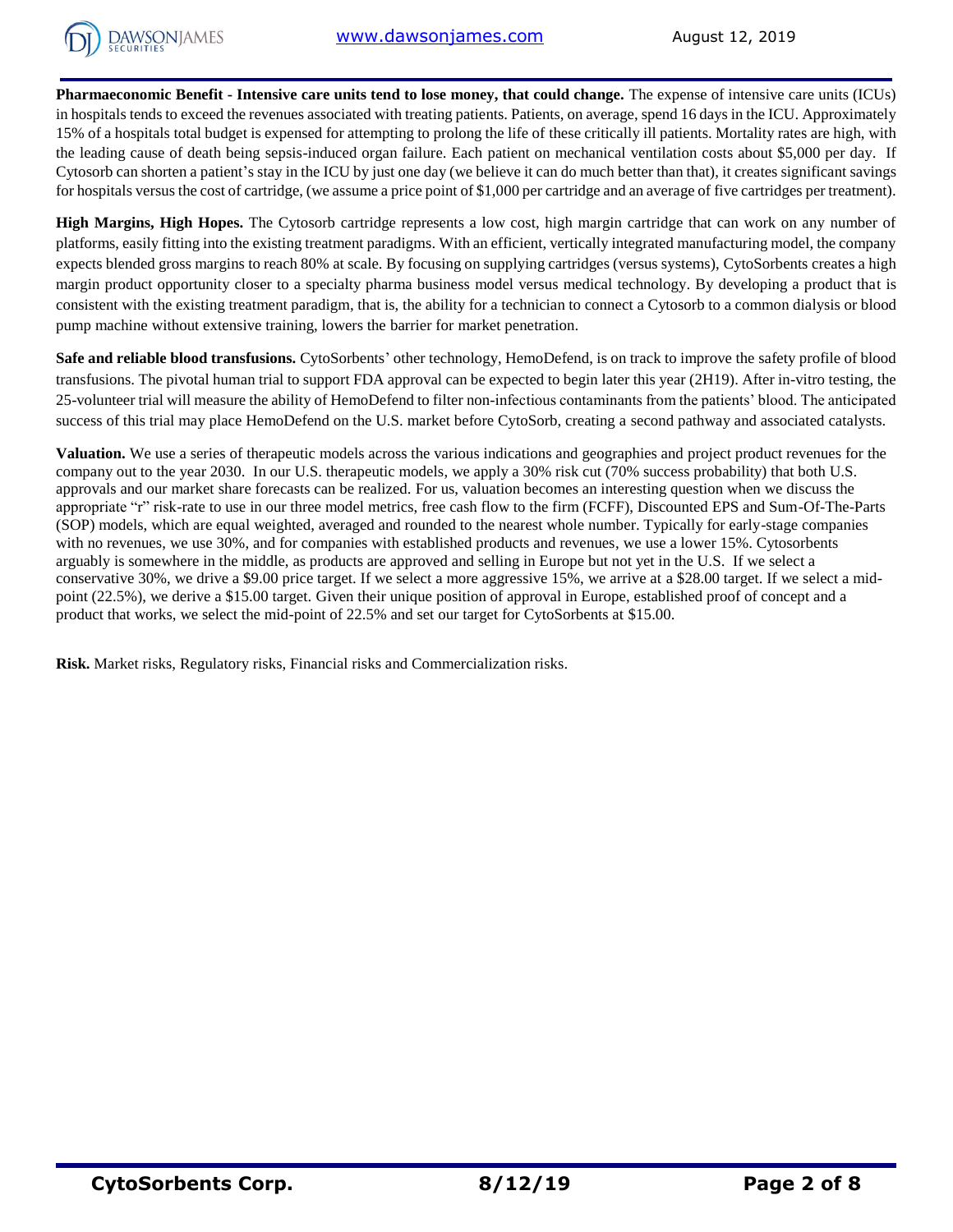**Pharmaeconomic Benefit - Intensive care units tend to lose money, that could change.** The expense of intensive care units (ICUs) in hospitals tends to exceed the revenues associated with treating patients. Patients, on average, spend 16 days in the ICU. Approximately 15% of a hospitals total budget is expensed for attempting to prolong the life of these critically ill patients. Mortality rates are high, with the leading cause of death being sepsis-induced organ failure. Each patient on mechanical ventilation costs about $5,000 per day. If Cytosorb can shorten a patient's stay in the ICU by just one day (we believe it can do much better than that), it creates significant savings for hospitals versus the cost of cartridge, (we assume a price point of $1,000 per cartridge and an average of five cartridges per treatment).

**High Margins, High Hopes.** The Cytosorb cartridge represents a low cost, high margin cartridge that can work on any number of platforms, easily fitting into the existing treatment paradigms. With an efficient, vertically integrated manufacturing model, the company expects blended gross margins to reach 80% at scale. By focusing on supplying cartridges (versus systems), CytoSorbents creates a high margin product opportunity closer to a specialty pharma business model versus medical technology. By developing a product that is consistent with the existing treatment paradigm, that is, the ability for a technician to connect a Cytosorb to a common dialysis or blood pump machine without extensive training, lowers the barrier for market penetration.

**Safe and reliable blood transfusions.** CytoSorbents' other technology, HemoDefend, is on track to improve the safety profile of blood transfusions. The pivotal human trial to support FDA approval can be expected to begin later this year (2H19). After in-vitro testing, the 25-volunteer trial will measure the ability of HemoDefend to filter non-infectious contaminants from the patients' blood. The anticipated success of this trial may place HemoDefend on the U.S. market before CytoSorb, creating a second pathway and associated catalysts.

**Valuation.** We use a series of therapeutic models across the various indications and geographies and project product revenues for the company out to the year 2030. In our U.S. therapeutic models, we apply a 30% risk cut (70% success probability) that both U.S. approvals and our market share forecasts can be realized. For us, valuation becomes an interesting question when we discuss the appropriate "r" risk-rate to use in our three model metrics, free cash flow to the firm (FCFF), Discounted EPS and Sum-Of-The-Parts (SOP) models, which are equal weighted, averaged and rounded to the nearest whole number. Typically for early-stage companies with no revenues, we use 30%, and for companies with established products and revenues, we use a lower 15%. Cytosorbents arguably is somewhere in the middle, as products are approved and selling in Europe but not yet in the U.S. If we select a conservative 30%, we drive a $9.00 price target. If we select a more aggressive 15%, we arrive at a $28.00 target. If we select a mid-point (22.5%), we derive a $15.00 target. Given their unique position of approval in Europe, established proof of concept and a product that works, we select the mid-point of 22.5% and set our target for CytoSorbents at $15.00.

**Risk.** Market risks, Regulatory risks, Financial risks and Commercialization risks.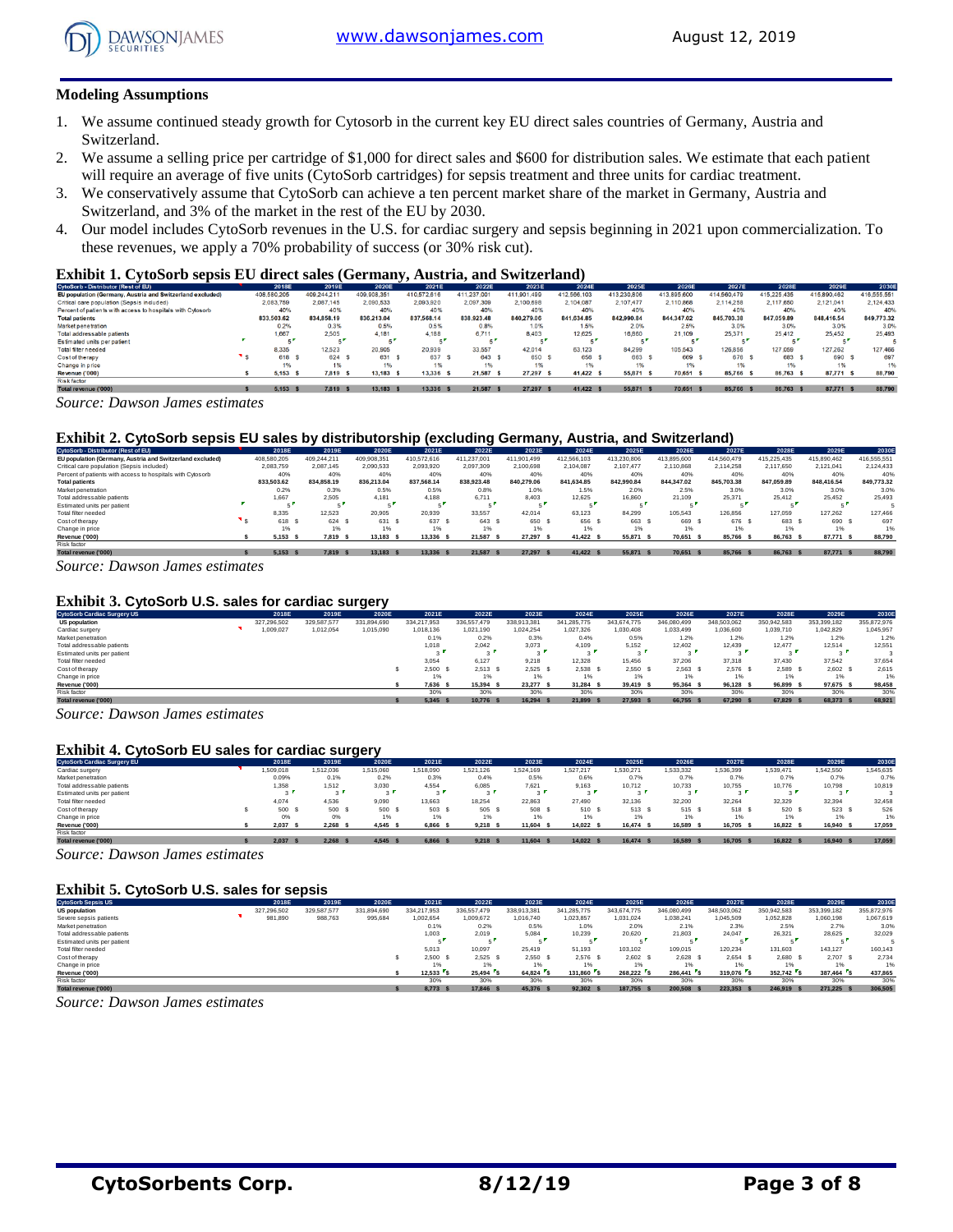## Modeling Assumptions

1. We assume continued steady growth for Cytosorb in the current key EU direct sales countries of Germany, Austria and Switzerland.
2. We assume a selling price per cartridge of $1,000 for direct sales and $600 for distribution sales. We estimate that each patient will require an average of five units (CytoSorb cartridges) for sepsis treatment and three units for cardiac treatment.
3. We conservatively assume that CytoSorb can achieve a ten percent market share of the market in Germany, Austria and Switzerland, and 3% of the market in the rest of the EU by 2030.
4. Our model includes CytoSorb revenues in the U.S. for cardiac surgery and sepsis beginning in 2021 upon commercialization. To these revenues, we apply a 70% probability of success (or 30% risk cut).

### Exhibit 1. CytoSorb sepsis EU direct sales (Germany, Austria, and Switzerland)

| CytoSorb - Distributor (Rest of EU) | 2018E | 2019E | 2020E | 2021E | 2022E | 2023E | 2024E | 2025E | 2026E | 2027E | 2028E | 2029E | 2030E |
|---|---|---|---|---|---|---|---|---|---|---|---|---|---|
| EU population (Germany, Austria and Switzerland excluded) | 408,580,205 | 409,244,211 | 409,908,351 | 410,572,616 | 411,237,001 | 411,901,499 | 412,566,103 | 413,230,806 | 413,895,600 | 414,560,479 | 415,225,435 | 415,890,462 | 416,555,551 |
| Critical care population (Sepsis included) | 2,083,759 | 2,087,145 | 2,090,533 | 2,093,920 | 2,097,309 | 2,100,698 | 2,104,087 | 2,107,477 | 2,110,868 | 2,114,258 | 2,117,650 | 2,121,041 | 2,124,433 |
| Percent of patients with access to hospitals with Cytosorb | 40% | 40% | 40% | 40% | 40% | 40% | 40% | 40% | 40% | 40% | 40% | 40% | 40% |
| Total patients | 833,503.62 | 834,858.19 | 836,213.04 | 837,568.14 | 838,923.48 | 840,279.06 | 841,634.85 | 842,990.84 | 844,347.02 | 845,703.38 | 847,059.89 | 848,416.54 | 849,773.32 |
| Market penetration | 0.2% | 0.3% | 0.5% | 0.5% | 0.8% | 1.0% | 1.5% | 2.0% | 2.5% | 3.0% | 3.0% | 3.0% | 3.0% |
| Total addressable patients | 1,667 | 2,505 | 4,181 | 4,188 | 6,711 | 8,403 | 12,625 | 16,860 | 21,109 | 25,371 | 25,412 | 25,452 | 25,493 |
| Estimated units per patient | 5 | 5 | 5 | 5 | 5 | 5 | 5 | 5 | 5 | 5 | 5 | 5 | 5 |
| Total filter needed | 8,335 | 12,523 | 20,905 | 20,939 | 33,557 | 42,014 | 63,123 | 84,299 | 105,543 | 126,856 | 127,059 | 127,262 | 127,466 |
| Cost of therapy | $ 618 | $ 624 | $ 631 | $ 637 | $ 643 | $ 650 | $ 656 | $ 663 | $ 669 | $ 676 | $ 683 | $ 690 | $ 697 |
| Change in price | 1% | 1% | 1% | 1% | 1% | 1% | 1% | 1% | 1% | 1% | 1% | 1% | 1% |
| Revenue ('000) | $ 5,153 | $ 7,819 | $ 13,183 | $ 13,336 | $ 21,587 | $ 27,297 | $ 41,422 | $ 55,871 | $ 70,651 | $ 85,766 | $ 86,763 | $ 87,771 | $ 88,790 |
| Risk factor | | | | | | | | | | | | | |
| Total revenue ('000) | $ 5,153 | $ 7,819 | $ 13,183 | $ 13,336 | $ 21,587 | $ 27,297 | $ 41,422 | $ 55,871 | $ 70,651 | $ 85,766 | $ 86,763 | $ 87,771 | $ 88,790 |

*Source: Dawson James estimates*

### Exhibit 2. CytoSorb sepsis EU sales by distributorship (excluding Germany, Austria, and Switzerland)

| CytoSorb - Distributor (Rest of EU) | 2018E | 2019E | 2020E | 2021E | 2022E | 2023E | 2024E | 2025E | 2026E | 2027E | 2028E | 2029E | 2030E |
|---|---|---|---|---|---|---|---|---|---|---|---|---|---|
| EU population (Germany, Austria and Switzerland excluded) | 408,580,205 | 409,244,211 | 409,908,351 | 410,572,616 | 411,237,001 | 411,901,499 | 412,566,103 | 413,230,806 | 413,895,600 | 414,560,479 | 415,225,435 | 415,890,462 | 416,555,551 |
| Critical care population (Sepsis included) | 2,083,759 | 2,087,145 | 2,090,533 | 2,093,920 | 2,097,309 | 2,100,698 | 2,104,087 | 2,107,477 | 2,110,868 | 2,114,258 | 2,117,650 | 2,121,041 | 2,124,433 |
| Percent of patients with access to hospitals with Cytosorb | 40% | 40% | 40% | 40% | 40% | 40% | 40% | 40% | 40% | 40% | 40% | 40% | 40% |
| Total patients | 833,503.62 | 834,858.19 | 836,213.04 | 837,568.14 | 838,923.48 | 840,279.06 | 841,634.85 | 842,990.84 | 844,347.02 | 845,703.38 | 847,059.89 | 848,416.54 | 849,773.32 |
| Market penetration | 0.2% | 0.3% | 0.5% | 0.5% | 0.8% | 1.0% | 1.5% | 2.0% | 2.5% | 3.0% | 3.0% | 3.0% | 3.0% |
| Total addressable patients | 1,667 | 2,505 | 4,181 | 4,188 | 6,711 | 8,403 | 12,625 | 16,860 | 21,109 | 25,371 | 25,412 | 25,452 | 25,493 |
| Estimated units per patient | 5 | 5 | 5 | 5 | 5 | 5 | 5 | 5 | 5 | 5 | 5 | 5 | 5 |
| Total filter needed | 8,335 | 12,523 | 20,905 | 20,939 | 33,557 | 42,014 | 63,123 | 84,299 | 105,543 | 126,856 | 127,059 | 127,262 | 127,466 |
| Cost of therapy | $ 618 | $ 624 | $ 631 | $ 637 | $ 643 | $ 650 | $ 656 | $ 663 | $ 669 | $ 676 | $ 683 | $ 690 | $ 697 |
| Change in price | 1% | 1% | 1% | 1% | 1% | 1% | 1% | 1% | 1% | 1% | 1% | 1% | 1% |
| Revenue ('000) | $ 5,153 | $ 7,819 | $ 13,183 | $ 13,336 | $ 21,587 | $ 27,297 | $ 41,422 | $ 55,871 | $ 70,651 | $ 85,766 | $ 86,763 | $ 87,771 | $ 88,790 |
| Risk factor | | | | | | | | | | | | | |
| Total revenue ('000) | $ 5,153 | $ 7,819 | $ 13,183 | $ 13,336 | $ 21,587 | $ 27,297 | $ 41,422 | $ 55,871 | $ 70,651 | $ 85,766 | $ 86,763 | $ 87,771 | $ 88,790 |

*Source: Dawson James estimates*

### Exhibit 3. CytoSorb U.S. sales for cardiac surgery

| CytoSorb Cardiac Surgery US | 2018E | 2019E | 2020E | 2021E | 2022E | 2023E | 2024E | 2025E | 2026E | 2027E | 2028E | 2029E | 2030E |
|---|---|---|---|---|---|---|---|---|---|---|---|---|---|
| US population | 327,296,502 | 329,587,577 | 331,894,690 | 334,217,953 | 336,557,479 | 338,913,381 | 341,285,775 | 343,674,775 | 346,080,499 | 348,503,062 | 350,942,583 | 353,399,182 | 355,872,976 |
| Cardiac surgery | 1,009,027 | 1,012,054 | 1,015,090 | 1,018,136 | 1,021,190 | 1,024,254 | 1,027,326 | 1,030,408 | 1,033,499 | 1,036,600 | 1,039,710 | 1,042,829 | 1,045,957 |
| Market penetration | | | | 0.1% | 0.2% | 0.3% | 0.4% | 0.5% | 1.2% | 1.2% | 1.2% | 1.2% | 1.2% |
| Total addressable patients | | | | 1,018 | 2,042 | 3,073 | 4,109 | 5,152 | 12,402 | 12,439 | 12,477 | 12,514 | 12,551 |
| Estimated units per patient | | | | 3 | 3 | 3 | 3 | 3 | 3 | 3 | 3 | 3 | 3 |
| Total filter needed | | | | 3,054 | 6,127 | 9,218 | 12,328 | 15,456 | 37,206 | 37,318 | 37,430 | 37,542 | 37,654 |
| Cost of therapy | | | | $ 2,500 | $ 2,513 | $ 2,525 | $ 2,538 | $ 2,550 | $ 2,563 | $ 2,576 | $ 2,589 | $ 2,602 | $ 2,615 |
| Change in price | | | | 1% | 1% | 1% | 1% | 1% | 1% | 1% | 1% | 1% | 1% |
| Revenue ('000) | | | | $ 7,636 | $ 15,394 | $ 23,277 | $ 31,284 | $ 39,419 | $ 95,364 | $ 96,128 | $ 96,899 | $ 97,675 | $ 98,458 |
| Risk factor | | | | 30% | 30% | 30% | 30% | 30% | 30% | 30% | 30% | 30% | 30% |
| Total revenue ('000) | | | | $ 5,345 | $ 10,776 | $ 16,294 | $ 21,899 | $ 27,593 | $ 66,755 | $ 67,290 | $ 67,829 | $ 68,373 | $ 68,921 |

*Source: Dawson James estimates*

### Exhibit 4. CytoSorb EU sales for cardiac surgery

| CytoSorb Cardiac Surgery EU | 2018E | 2019E | 2020E | 2021E | 2022E | 2023E | 2024E | 2025E | 2026E | 2027E | 2028E | 2029E | 2030E |
|---|---|---|---|---|---|---|---|---|---|---|---|---|---|
| Cardiac surgery | 1,509,018 | 1,512,036 | 1,515,060 | 1,518,090 | 1,521,126 | 1,524,169 | 1,527,217 | 1,530,271 | 1,533,332 | 1,536,399 | 1,539,471 | 1,542,550 | 1,545,635 |
| Market penetration | 0.09% | 0.1% | 0.2% | 0.3% | 0.4% | 0.5% | 0.6% | 0.7% | 0.7% | 0.7% | 0.7% | 0.7% | 0.7% |
| Total addressable patients | 1,358 | 1,512 | 3,030 | 4,554 | 6,085 | 7,621 | 9,163 | 10,712 | 10,733 | 10,755 | 10,776 | 10,798 | 10,819 |
| Estimated units per patient | 3 | 3 | 3 | 3 | 3 | 3 | 3 | 3 | 3 | 3 | 3 | 3 | 3 |
| Total filter needed | 4,074 | 4,536 | 9,090 | 13,663 | 18,254 | 22,863 | 27,490 | 32,136 | 32,200 | 32,264 | 32,329 | 32,394 | 32,458 |
| Cost of therapy | $ 500 | $ 500 | $ 500 | $ 503 | $ 505 | $ 508 | $ 510 | $ 513 | $ 515 | $ 518 | $ 520 | $ 523 | $ 526 |
| Change in price | 0% | 0% | 1% | 1% | 1% | 1% | 1% | 1% | 1% | 1% | 1% | 1% | 1% |
| Revenue ('000) | $ 2,037 | $ 2,268 | $ 4,545 | $ 6,866 | $ 9,218 | $ 11,604 | $ 14,022 | $ 16,474 | $ 16,589 | $ 16,705 | $ 16,822 | $ 16,940 | $ 17,059 |
| Risk factor | | | | | | | | | | | | | |
| Total revenue ('000) | $ 2,037 | $ 2,268 | $ 4,545 | $ 6,866 | $ 9,218 | $ 11,604 | $ 14,022 | $ 16,474 | $ 16,589 | $ 16,705 | $ 16,822 | $ 16,940 | $ 17,059 |

*Source: Dawson James estimates*

### Exhibit 5. CytoSorb U.S. sales for sepsis

| CytoSorb Sepsis US | 2018E | 2019E | 2020E | 2021E | 2022E | 2023E | 2024E | 2025E | 2026E | 2027E | 2028E | 2029E | 2030E |
|---|---|---|---|---|---|---|---|---|---|---|---|---|---|
| US population | 327,296,502 | 329,587,577 | 331,894,690 | 334,217,953 | 336,557,479 | 338,913,381 | 341,285,775 | 343,674,775 | 346,080,499 | 348,503,062 | 350,942,583 | 353,399,182 | 355,872,976 |
| Severe sepsis patients | 981,890 | 988,763 | 995,684 | 1,002,654 | 1,009,672 | 1,016,740 | 1,023,857 | 1,031,024 | 1,038,241 | 1,045,509 | 1,052,828 | 1,060,198 | 1,067,619 |
| Market penetration | | | | 0.1% | 0.2% | 0.5% | 1.0% | 2.0% | 2.1% | 2.3% | 2.5% | 2.7% | 3.0% |
| Total addressable patients | | | | 1,003 | 2,019 | 5,084 | 10,239 | 20,620 | 21,803 | 24,047 | 26,321 | 28,625 | 32,029 |
| Estimated units per patient | | | | 5 | 5 | 5 | 5 | 5 | 5 | 5 | 5 | 5 | 5 |
| Total filter needed | | | | 5,013 | 10,097 | 25,419 | 51,193 | 103,102 | 109,015 | 120,234 | 131,603 | 143,127 | 160,143 |
| Cost of therapy | | | | $ 2,500 | $ 2,525 | $ 2,550 | $ 2,576 | $ 2,602 | $ 2,628 | $ 2,654 | $ 2,680 | $ 2,707 | $ 2,734 |
| Change in price | | | | 1% | 1% | 1% | 1% | 1% | 1% | 1% | 1% | 1% | 1% |
| Revenue ('000) | | | | $ 12,533 | $ 25,494 | $ 64,824 | $ 131,860 | $ 268,222 | $ 286,441 | $ 319,076 | $ 352,742 | $ 387,464 | $ 437,865 |
| Risk factor | | | | 30% | 30% | 30% | 30% | 30% | 30% | 30% | 30% | 30% | 30% |
| Total revenue ('000) | | | | $ 8,773 | $ 17,846 | $ 45,376 | $ 92,302 | $ 187,755 | $ 200,508 | $ 223,353 | $ 246,919 | $ 271,225 | $ 306,505 |

*Source: Dawson James estimates*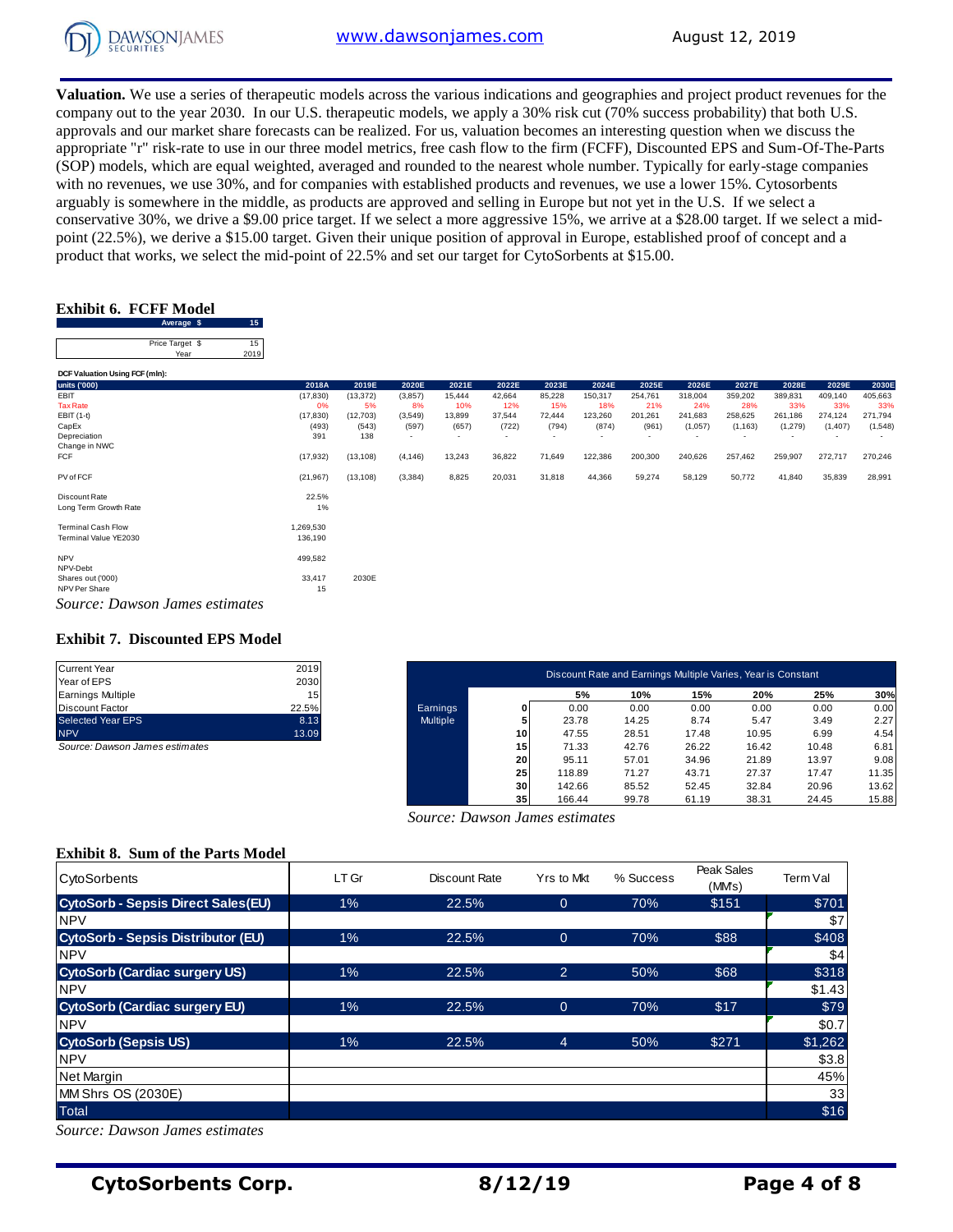**Valuation.** We use a series of therapeutic models across the various indications and geographies and project product revenues for the company out to the year 2030. In our U.S. therapeutic models, we apply a 30% risk cut (70% success probability) that both U.S. approvals and our market share forecasts can be realized. For us, valuation becomes an interesting question when we discuss the appropriate "r" risk-rate to use in our three model metrics, free cash flow to the firm (FCFF), Discounted EPS and Sum-Of-The-Parts (SOP) models, which are equal weighted, averaged and rounded to the nearest whole number. Typically for early-stage companies with no revenues, we use 30%, and for companies with established products and revenues, we use a lower 15%. Cytosorbents arguably is somewhere in the middle, as products are approved and selling in Europe but not yet in the U.S. If we select a conservative 30%, we drive a $9.00 price target. If we select a more aggressive 15%, we arrive at a $28.00 target. If we select a mid-point (22.5%), we derive a $15.00 target. Given their unique position of approval in Europe, established proof of concept and a product that works, we select the mid-point of 22.5% and set our target for CytoSorbents at $15.00.

## Exhibit 6. FCFF Model

| Average $ | 15 |
|---|---|
| Price Target $ | 15 |
| Year | 2019 |

DCF Valuation Using FCF (mln):

| units ('000) | 2018A | 2019E | 2020E | 2021E | 2022E | 2023E | 2024E | 2025E | 2026E | 2027E | 2028E | 2029E | 2030E |
|---|---|---|---|---|---|---|---|---|---|---|---|---|---|
| EBIT | (17,830) | (13,372) | (3,857) | 15,444 | 42,664 | 85,228 | 150,317 | 254,761 | 318,004 | 359,202 | 389,831 | 409,140 | 405,663 |
| Tax Rate | 0% | 5% | 8% | 10% | 12% | 15% | 18% | 21% | 24% | 28% | 33% | 33% | 33% |
| EBIT (1-t) | (17,830) | (12,703) | (3,549) | 13,899 | 37,544 | 72,444 | 123,260 | 201,261 | 241,683 | 258,625 | 261,186 | 274,124 | 271,794 |
| CapEx | (493) | (543) | (597) | (657) | (722) | (794) | (874) | (961) | (1,057) | (1,163) | (1,279) | (1,407) | (1,548) |
| Depreciation | 391 | 138 | - | - | - | - | - | - | - | - | - | - | - |
| Change in NWC | | | | | | | | | | | | | |
| FCF | (17,932) | (13,108) | (4,146) | 13,243 | 36,822 | 71,649 | 122,386 | 200,300 | 240,626 | 257,462 | 259,907 | 272,717 | 270,246 |
| PV of FCF | (21,967) | (13,108) | (3,384) | 8,825 | 20,031 | 31,818 | 44,366 | 59,274 | 58,129 | 50,772 | 41,840 | 35,839 | 28,991 |
| Discount Rate | 22.5% | | | | | | | | | | | | |
| Long Term Growth Rate | 1% | | | | | | | | | | | | |
| Terminal Cash Flow | 1,269,530 | | | | | | | | | | | | |
| Terminal Value YE2030 | 136,190 | | | | | | | | | | | | |
| NPV | 499,582 | | | | | | | | | | | | |
| NPV-Debt | | | | | | | | | | | | | |
| Shares out ('000) | 33,417 | 2030E | | | | | | | | | | | |
| NPV Per Share | 15 | | | | | | | | | | | | |

*Source: Dawson James estimates*

## Exhibit 7. Discounted EPS Model

| | |
|---|---|
| Current Year | 2019 |
| Year of EPS | 2030 |
| Earnings Multiple | 15 |
| Discount Factor | 22.5% |
| Selected Year EPS | 8.13 |
| NPV | 13.09 |

*Source: Dawson James estimates*

| Discount Rate and Earnings Multiple Varies, Year is Constant | | 5% | 10% | 15% | 20% | 25% | 30% |
|---|---|---|---|---|---|---|---|
| Earnings Multiple | 0 | 0.00 | 0.00 | 0.00 | 0.00 | 0.00 | 0.00 |
| | 5 | 23.78 | 14.25 | 8.74 | 5.47 | 3.49 | 2.27 |
| | 10 | 47.55 | 28.51 | 17.48 | 10.95 | 6.99 | 4.54 |
| | 15 | 71.33 | 42.76 | 26.22 | 16.42 | 10.48 | 6.81 |
| | 20 | 95.11 | 57.01 | 34.96 | 21.89 | 13.97 | 9.08 |
| | 25 | 118.89 | 71.27 | 43.71 | 27.37 | 17.47 | 11.35 |
| | 30 | 142.66 | 85.52 | 52.45 | 32.84 | 20.96 | 13.62 |
| | 35 | 166.44 | 99.78 | 61.19 | 38.31 | 24.45 | 15.88 |

*Source: Dawson James estimates*

## Exhibit 8. Sum of the Parts Model

| CytoSorbents | LT Gr | Discount Rate | Yrs to Mkt | % Success | Peak Sales (MM's) | Term Val |
|---|---|---|---|---|---|---|
| **CytoSorb - Sepsis Direct Sales(EU)** | 1% | 22.5% | 0 | 70% | $151 | $701 |
| NPV | | | | | | $7 |
| **CytoSorb - Sepsis Distributor (EU)** | 1% | 22.5% | 0 | 70% | $88 | $408 |
| NPV | | | | | | $4 |
| **CytoSorb (Cardiac surgery US)** | 1% | 22.5% | 2 | 50% | $68 | $318 |
| NPV | | | | | | $1.43 |
| **CytoSorb (Cardiac surgery EU)** | 1% | 22.5% | 0 | 70% | $17 | $79 |
| NPV | | | | | | $0.7 |
| **CytoSorb (Sepsis US)** | 1% | 22.5% | 4 | 50% | $271 | $1,262 |
| NPV | | | | | | $3.8 |
| Net Margin | | | | | | 45% |
| MM Shrs OS (2030E) | | | | | | 33 |
| Total | | | | | | $16 |

*Source: Dawson James estimates*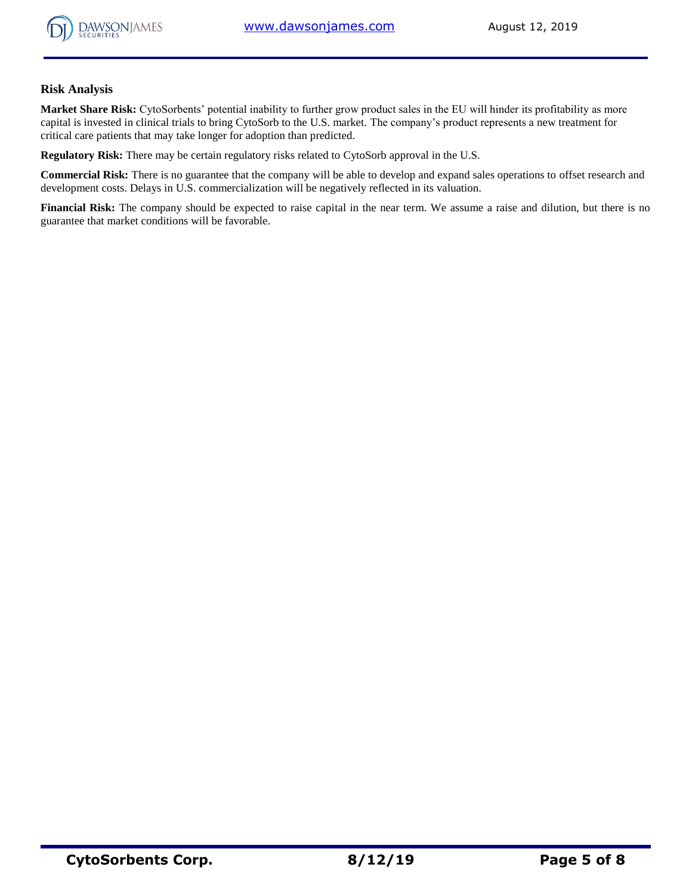### Risk Analysis

**Market Share Risk:** CytoSorbents' potential inability to further grow product sales in the EU will hinder its profitability as more capital is invested in clinical trials to bring CytoSorb to the U.S. market. The company's product represents a new treatment for critical care patients that may take longer for adoption than predicted.

**Regulatory Risk:** There may be certain regulatory risks related to CytoSorb approval in the U.S.

**Commercial Risk:** There is no guarantee that the company will be able to develop and expand sales operations to offset research and development costs. Delays in U.S. commercialization will be negatively reflected in its valuation.

**Financial Risk:** The company should be expected to raise capital in the near term. We assume a raise and dilution, but there is no guarantee that market conditions will be favorable.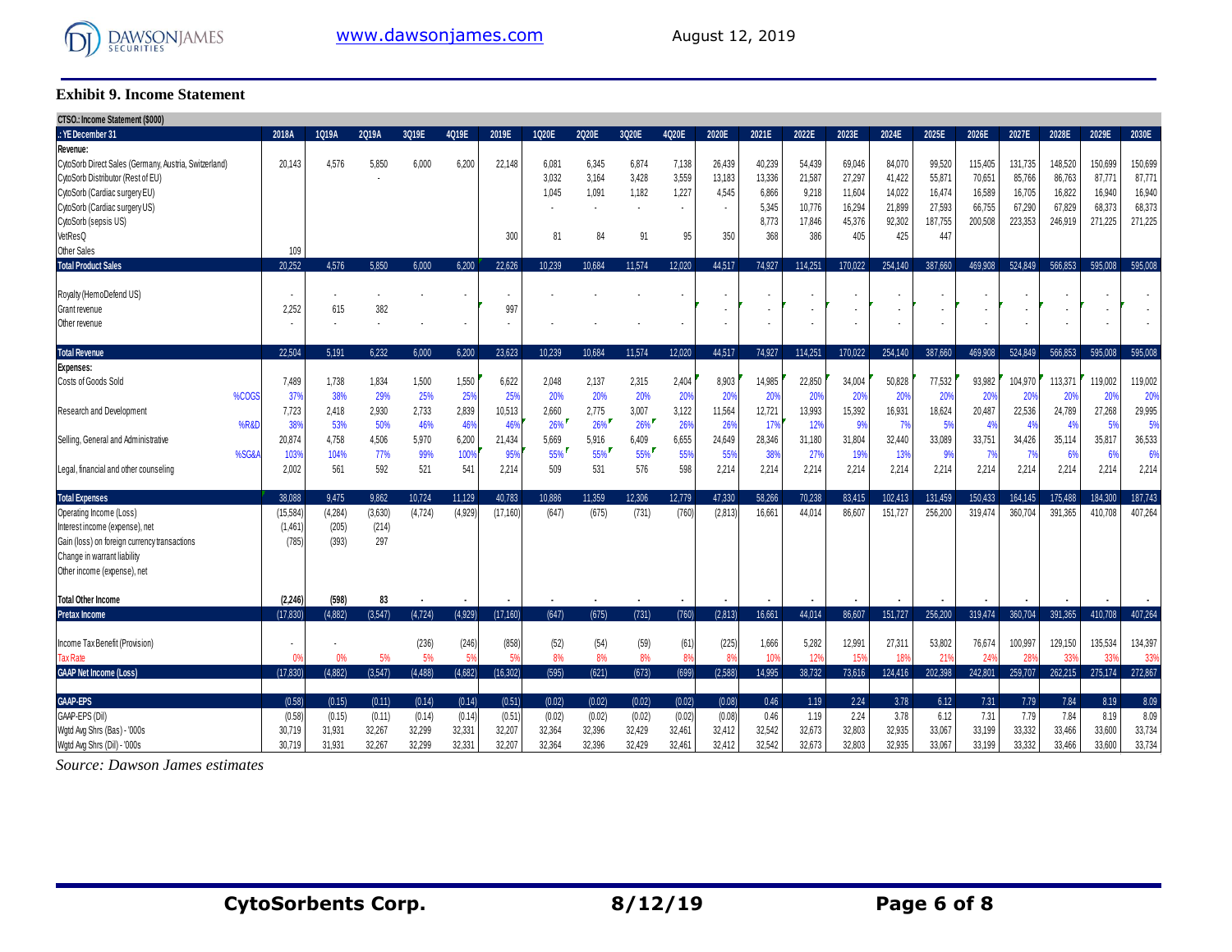### Exhibit 9. Income Statement

| CTSO.: Income Statement ($000) | | | | | | | | | | | | | | | | | | | | | | | | |
|---|---|---|---|---|---|---|---|---|---|---|---|---|---|---|---|---|---|---|---|---|---|---|---|---|
| .: YE December 31 | 2018A | 1Q19A | 2Q19A | 3Q19E | 4Q19E | 2019E | 1Q20E | 2Q20E | 3Q20E | 4Q20E | 2020E | 2021E | 2022E | 2023E | 2024E | 2025E | 2026E | 2027E | 2028E | 2029E | 2030E |
| **Revenue:** | | | | | | | | | | | | | | | | | | | | | |
| CytoSorb Direct Sales (Germany, Austria, Switzerland) | 20,143 | 4,576 | 5,850 | 6,000 | 6,200 | 22,148 | 6,081 | 6,345 | 6,874 | 7,138 | 26,439 | 40,239 | 54,439 | 69,046 | 84,070 | 99,520 | 115,405 | 131,735 | 148,520 | 150,699 | 150,699 |
| CytoSorb Distributor (Rest of EU) | | | - | | | | 3,032 | 3,164 | 3,428 | 3,559 | 13,183 | 13,336 | 21,587 | 27,297 | 41,422 | 55,871 | 70,651 | 85,766 | 86,763 | 87,771 | 87,771 |
| CytoSorb (Cardiac surgery EU) | | | | | | | 1,045 | 1,091 | 1,182 | 1,227 | 4,545 | 6,866 | 9,218 | 11,604 | 14,022 | 16,474 | 16,589 | 16,705 | 16,822 | 16,940 | 16,940 |
| CytoSorb (Cardiac surgery US) | | | | | | | - | - | - | - | - | 5,345 | 10,776 | 16,294 | 21,899 | 27,593 | 66,755 | 67,290 | 67,829 | 68,373 | 68,373 |
| CytoSorb (sepsis US) | | | | | | | | | | | | 8,773 | 17,846 | 45,376 | 92,302 | 187,755 | 200,508 | 223,353 | 246,919 | 271,225 | 271,225 |
| VetResQ | | | | | | 300 | 81 | 84 | 91 | 95 | 350 | 368 | 386 | 405 | 425 | 447 | | | | | |
| Other Sales | 109 | | | | | | | | | | | | | | | | | | | | |
| **Total Product Sales** | 20,252 | 4,576 | 5,850 | 6,000 | 6,200 | 22,626 | 10,239 | 10,684 | 11,574 | 12,020 | 44,517 | 74,927 | 114,251 | 170,022 | 254,140 | 387,660 | 469,908 | 524,849 | 566,853 | 595,008 | 595,008 |
| Royalty (HemoDefend US) | - | - | - | - | - | - | - | - | - | - | - | - | - | - | - | - | - | - | - | - | - |
| Grant revenue | 2,252 | 615 | 382 | | | 997 | | | | | - | - | - | - | - | - | - | - | - | - | - |
| Other revenue | - | - | - | - | - | - | - | - | - | - | - | - | - | - | - | - | - | - | - | - | - |
| **Total Revenue** | 22,504 | 5,191 | 6,232 | 6,000 | 6,200 | 23,623 | 10,239 | 10,684 | 11,574 | 12,020 | 44,517 | 74,927 | 114,251 | 170,022 | 254,140 | 387,660 | 469,908 | 524,849 | 566,853 | 595,008 | 595,008 |
| **Expenses:** | | | | | | | | | | | | | | | | | | | | | |
| Costs of Goods Sold | 7,489 | 1,738 | 1,834 | 1,500 | 1,550 | 6,622 | 2,048 | 2,137 | 2,315 | 2,404 | 8,903 | 14,985 | 22,850 | 34,004 | 50,828 | 77,532 | 93,982 | 104,970 | 113,371 | 119,002 | 119,002 |
| %COGS | 37% | 38% | 29% | 25% | 25% | 25% | 20% | 20% | 20% | 20% | 20% | 20% | 20% | 20% | 20% | 20% | 20% | 20% | 20% | 20% | 20% |
| Research and Development | 7,723 | 2,418 | 2,930 | 2,733 | 2,839 | 10,513 | 2,660 | 2,775 | 3,007 | 3,122 | 11,564 | 12,721 | 13,993 | 15,392 | 16,931 | 18,624 | 20,487 | 22,536 | 24,789 | 27,268 | 29,995 |
| %R&D | 38% | 53% | 50% | 46% | 46% | 46% | 26% | 26% | 26% | 26% | 26% | 17% | 12% | 9% | 7% | 5% | 4% | 4% | 4% | 5% | 5% |
| Selling, General and Administrative | 20,874 | 4,758 | 4,506 | 5,970 | 6,200 | 21,434 | 5,669 | 5,916 | 6,409 | 6,655 | 24,649 | 28,346 | 31,180 | 31,804 | 32,440 | 33,089 | 33,751 | 34,426 | 35,114 | 35,817 | 36,533 |
| %SG&A | 103% | 104% | 77% | 99% | 100% | 95% | 55% | 55% | 55% | 55% | 55% | 38% | 27% | 19% | 13% | 9% | 7% | 7% | 6% | 6% | 6% |
| Legal, financial and other counseling | 2,002 | 561 | 592 | 521 | 541 | 2,214 | 509 | 531 | 576 | 598 | 2,214 | 2,214 | 2,214 | 2,214 | 2,214 | 2,214 | 2,214 | 2,214 | 2,214 | 2,214 | 2,214 |
| **Total Expenses** | 38,088 | 9,475 | 9,862 | 10,724 | 11,129 | 40,783 | 10,886 | 11,359 | 12,306 | 12,779 | 47,330 | 58,266 | 70,238 | 83,415 | 102,413 | 131,459 | 150,433 | 164,145 | 175,488 | 184,300 | 187,743 |
| Operating Income (Loss) | (15,584) | (4,284) | (3,630) | (4,724) | (4,929) | (17,160) | (647) | (675) | (731) | (760) | (2,813) | 16,661 | 44,014 | 86,607 | 151,727 | 256,200 | 319,474 | 360,704 | 391,365 | 410,708 | 407,264 |
| Interest income (expense), net | (1,461) | (205) | (214) | | | | | | | | | | | | | | | | | | |
| Gain (loss) on foreign currency transactions | (785) | (393) | 297 | | | | | | | | | | | | | | | | | | |
| Change in warrant liability | | | | | | | | | | | | | | | | | | | | | |
| Other income (expense), net | | | | | | | | | | | | | | | | | | | | | |
| **Total Other Income** | **(2,246)** | **(598)** | **83** | - | - | - | - | - | - | - | - | - | - | - | - | - | - | - | - | - | - |
| **Pretax Income** | (17,830) | (4,882) | (3,547) | (4,724) | (4,929) | (17,160) | (647) | (675) | (731) | (760) | (2,813) | 16,661 | 44,014 | 86,607 | 151,727 | 256,200 | 319,474 | 360,704 | 391,365 | 410,708 | 407,264 |
| Income Tax Benefit (Provision) | - | - | | (236) | (246) | (858) | (52) | (54) | (59) | (61) | (225) | 1,666 | 5,282 | 12,991 | 27,311 | 53,802 | 76,674 | 100,997 | 129,150 | 135,534 | 134,397 |
| Tax Rate | 0% | 0% | 5% | 5% | 5% | 5% | 8% | 8% | 8% | 8% | 8% | 10% | 12% | 15% | 18% | 21% | 24% | 28% | 33% | 33% | 33% |
| **GAAP Net Income (Loss)** | (17,830) | (4,882) | (3,547) | (4,488) | (4,682) | (16,302) | (595) | (621) | (673) | (699) | (2,588) | 14,995 | 38,732 | 73,616 | 124,416 | 202,398 | 242,801 | 259,707 | 262,215 | 275,174 | 272,867 |
| **GAAP-EPS** | (0.58) | (0.15) | (0.11) | (0.14) | (0.14) | (0.51) | (0.02) | (0.02) | (0.02) | (0.02) | (0.08) | 0.46 | 1.19 | 2.24 | 3.78 | 6.12 | 7.31 | 7.79 | 7.84 | 8.19 | 8.09 |
| GAAP-EPS (Dil) | (0.58) | (0.15) | (0.11) | (0.14) | (0.14) | (0.51) | (0.02) | (0.02) | (0.02) | (0.02) | (0.08) | 0.46 | 1.19 | 2.24 | 3.78 | 6.12 | 7.31 | 7.79 | 7.84 | 8.19 | 8.09 |
| Wgtd Avg Shrs (Bas) - '000s | 30,719 | 31,931 | 32,267 | 32,299 | 32,331 | 32,207 | 32,364 | 32,396 | 32,429 | 32,461 | 32,412 | 32,542 | 32,673 | 32,803 | 32,935 | 33,067 | 33,199 | 33,332 | 33,466 | 33,600 | 33,734 |
| Wgtd Avg Shrs (Dil) - '000s | 30,719 | 31,931 | 32,267 | 32,299 | 32,331 | 32,207 | 32,364 | 32,396 | 32,429 | 32,461 | 32,412 | 32,542 | 32,673 | 32,803 | 32,935 | 33,067 | 33,199 | 33,332 | 33,466 | 33,600 | 33,734 |

*Source: Dawson James estimates*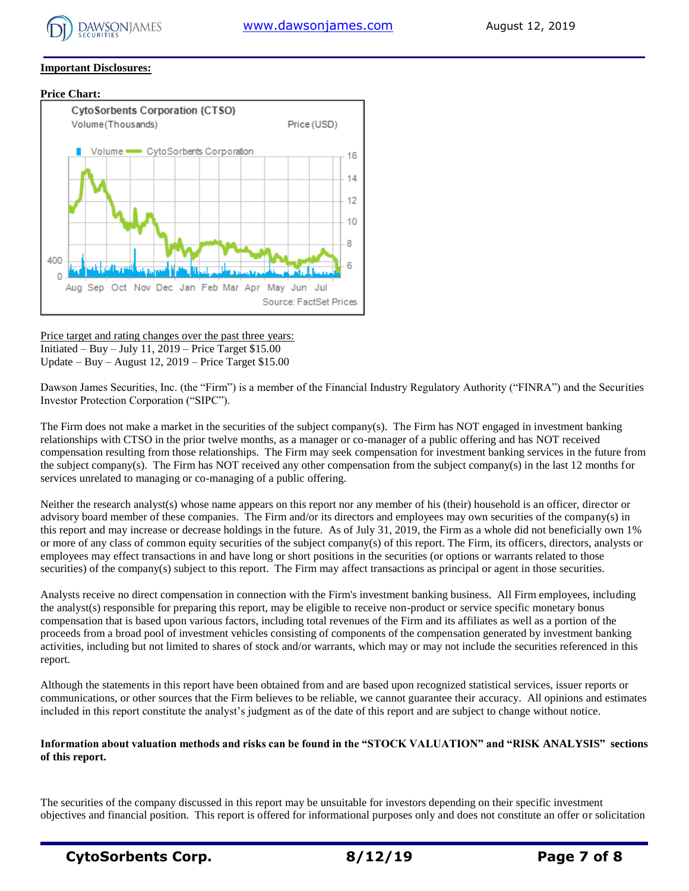**Important Disclosures:**

**Price Chart:**

Price target and rating changes over the past three years:
Initiated – Buy – July 11, 2019 – Price Target $15.00
Update – Buy – August 12, 2019 – Price Target $15.00

Dawson James Securities, Inc. (the "Firm") is a member of the Financial Industry Regulatory Authority ("FINRA") and the Securities Investor Protection Corporation ("SIPC").

The Firm does not make a market in the securities of the subject company(s). The Firm has NOT engaged in investment banking relationships with CTSO in the prior twelve months, as a manager or co-manager of a public offering and has NOT received compensation resulting from those relationships. The Firm may seek compensation for investment banking services in the future from the subject company(s). The Firm has NOT received any other compensation from the subject company(s) in the last 12 months for services unrelated to managing or co-managing of a public offering.

Neither the research analyst(s) whose name appears on this report nor any member of his (their) household is an officer, director or advisory board member of these companies. The Firm and/or its directors and employees may own securities of the company(s) in this report and may increase or decrease holdings in the future. As of July 31, 2019, the Firm as a whole did not beneficially own 1% or more of any class of common equity securities of the subject company(s) of this report. The Firm, its officers, directors, analysts or employees may effect transactions in and have long or short positions in the securities (or options or warrants related to those securities) of the company(s) subject to this report. The Firm may affect transactions as principal or agent in those securities.

Analysts receive no direct compensation in connection with the Firm's investment banking business. All Firm employees, including the analyst(s) responsible for preparing this report, may be eligible to receive non-product or service specific monetary bonus compensation that is based upon various factors, including total revenues of the Firm and its affiliates as well as a portion of the proceeds from a broad pool of investment vehicles consisting of components of the compensation generated by investment banking activities, including but not limited to shares of stock and/or warrants, which may or may not include the securities referenced in this report.

Although the statements in this report have been obtained from and are based upon recognized statistical services, issuer reports or communications, or other sources that the Firm believes to be reliable, we cannot guarantee their accuracy. All opinions and estimates included in this report constitute the analyst's judgment as of the date of this report and are subject to change without notice.

**Information about valuation methods and risks can be found in the "STOCK VALUATION" and "RISK ANALYSIS" sections of this report.**

The securities of the company discussed in this report may be unsuitable for investors depending on their specific investment objectives and financial position. This report is offered for informational purposes only and does not constitute an offer or solicitation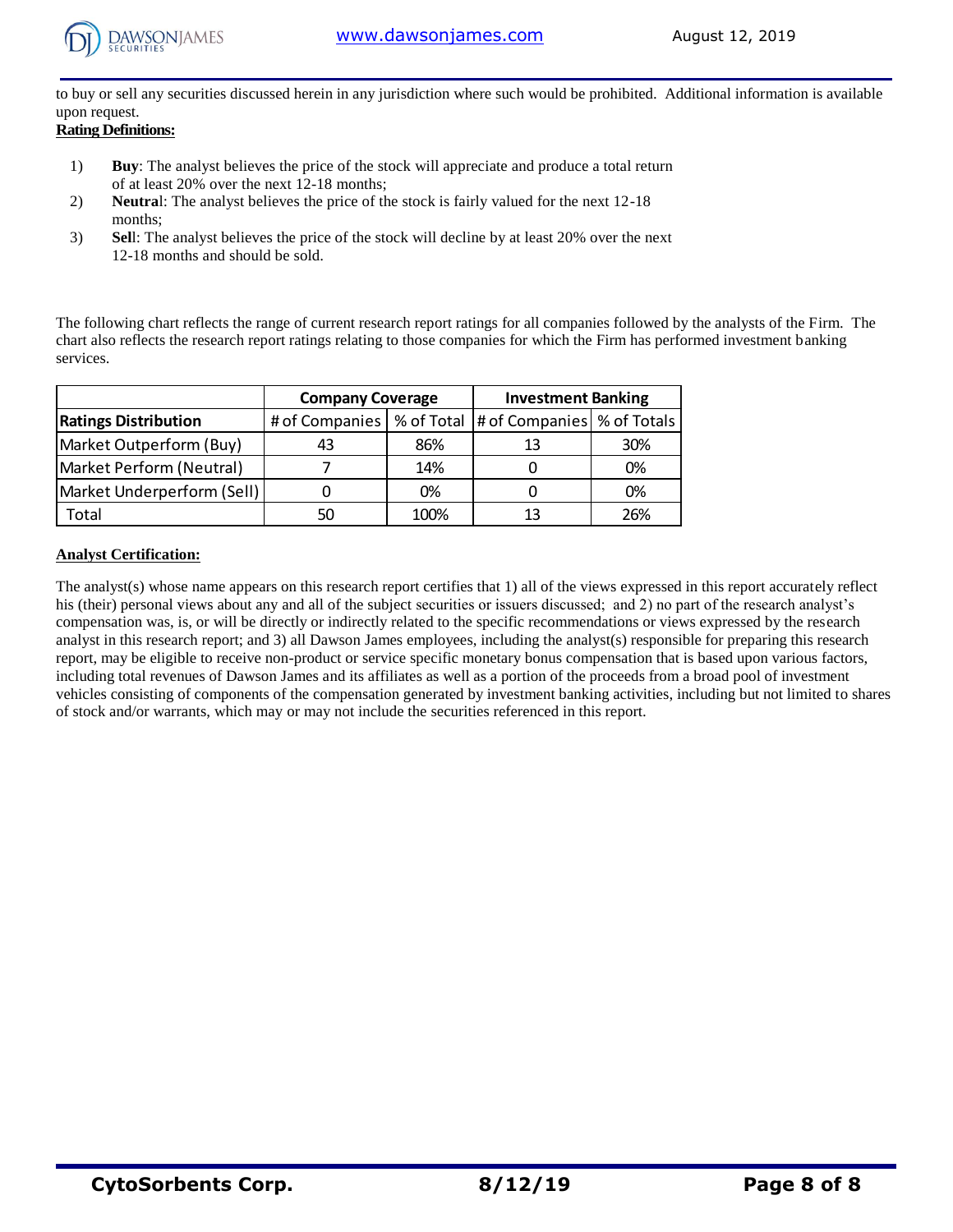to buy or sell any securities discussed herein in any jurisdiction where such would be prohibited. Additional information is available upon request.

**Rating Definitions:**

1) **Buy**: The analyst believes the price of the stock will appreciate and produce a total return of at least 20% over the next 12-18 months;
2) **Neutral**: The analyst believes the price of the stock is fairly valued for the next 12-18 months;
3) **Sell**: The analyst believes the price of the stock will decline by at least 20% over the next 12-18 months and should be sold.

The following chart reflects the range of current research report ratings for all companies followed by the analysts of the Firm. The chart also reflects the research report ratings relating to those companies for which the Firm has performed investment banking services.

| | Company Coverage | | Investment Banking | |
|---|---|---|---|---|
| **Ratings Distribution** | # of Companies | % of Total | # of Companies | % of Totals |
| Market Outperform (Buy) | 43 | 86% | 13 | 30% |
| Market Perform (Neutral) | 7 | 14% | 0 | 0% |
| Market Underperform (Sell) | 0 | 0% | 0 | 0% |
| Total | 50 | 100% | 13 | 26% |

**Analyst Certification:**

The analyst(s) whose name appears on this research report certifies that 1) all of the views expressed in this report accurately reflect his (their) personal views about any and all of the subject securities or issuers discussed; and 2) no part of the research analyst's compensation was, is, or will be directly or indirectly related to the specific recommendations or views expressed by the research analyst in this research report; and 3) all Dawson James employees, including the analyst(s) responsible for preparing this research report, may be eligible to receive non-product or service specific monetary bonus compensation that is based upon various factors, including total revenues of Dawson James and its affiliates as well as a portion of the proceeds from a broad pool of investment vehicles consisting of components of the compensation generated by investment banking activities, including but not limited to shares of stock and/or warrants, which may or may not include the securities referenced in this report.